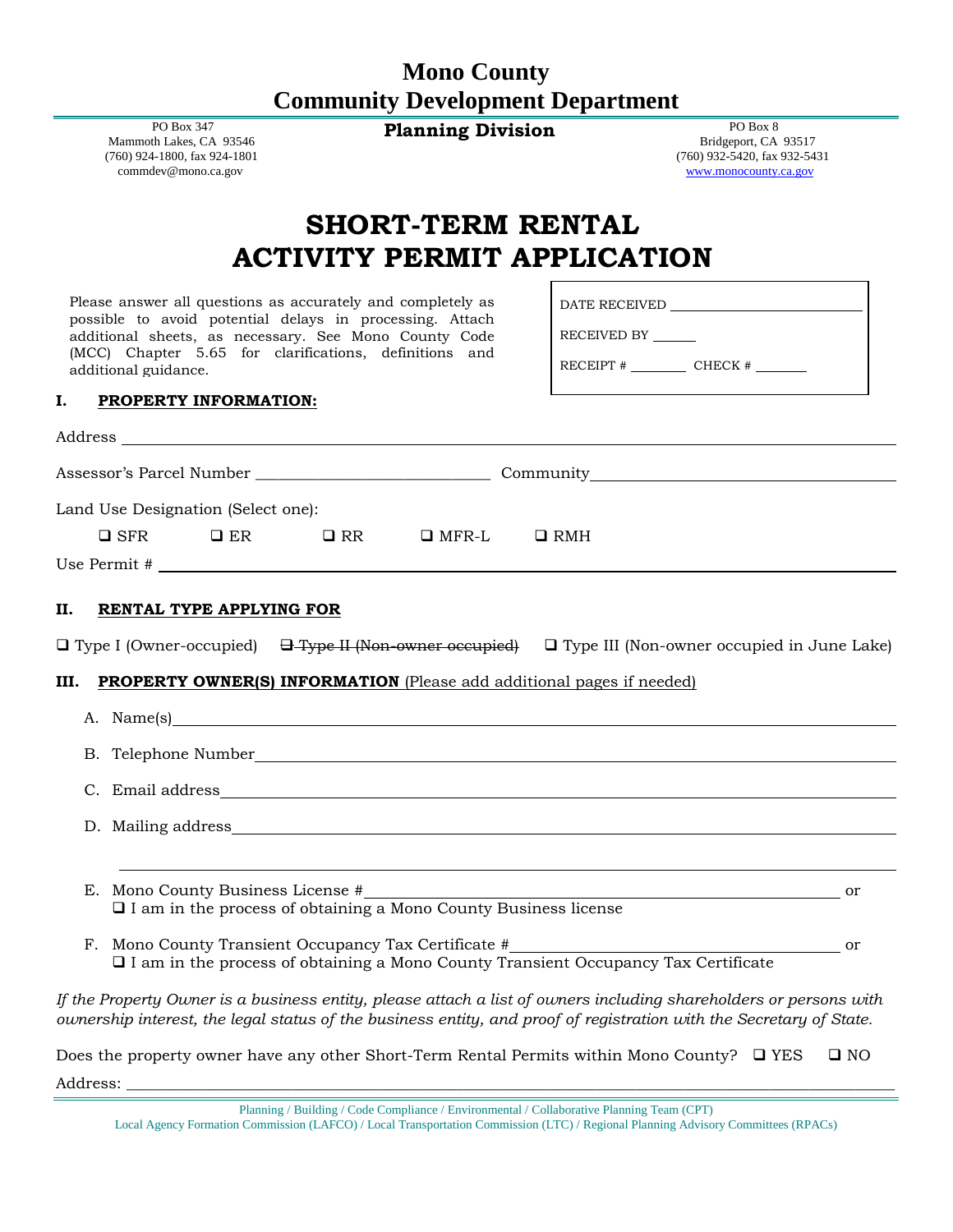# Mono County
# Community Development Department

PO Box 347
Mammoth Lakes, CA 93546
(760) 924-1800, fax 924-1801
commdev@mono.ca.gov

**Planning Division**

PO Box 8
Bridgeport, CA 93517
(760) 932-5420, fax 932-5431
www.monocounty.ca.gov

# SHORT-TERM RENTAL ACTIVITY PERMIT APPLICATION

Please answer all questions as accurately and completely as possible to avoid potential delays in processing. Attach additional sheets, as necessary. See Mono County Code (MCC) Chapter 5.65 for clarifications, definitions and additional guidance.

DATE RECEIVED ____________________

RECEIVED BY ______

RECEIPT # ________ CHECK # _______

## I. PROPERTY INFORMATION:

Address ______________________________________________

Assessor's Parcel Number ____________________________ Community ______________________________

Land Use Designation (Select one):

❑ SFR ❑ ER ❑ RR ❑ MFR-L ❑ RMH

Use Permit # ______________________________________________

## II. RENTAL TYPE APPLYING FOR

❑ Type I (Owner-occupied) ~~❑ Type II (Non-owner occupied)~~ ❑ Type III (Non-owner occupied in June Lake)

## III. PROPERTY OWNER(S) INFORMATION (Please add additional pages if needed)

A. Name(s) ______________________________________________

B. Telephone Number ______________________________________________

C. Email address ______________________________________________

D. Mailing address ______________________________________________

______________________________________________

E. Mono County Business License # ______________________________ or
❑ I am in the process of obtaining a Mono County Business license

F. Mono County Transient Occupancy Tax Certificate # ______________________________ or
❑ I am in the process of obtaining a Mono County Transient Occupancy Tax Certificate

*If the Property Owner is a business entity, please attach a list of owners including shareholders or persons with ownership interest, the legal status of the business entity, and proof of registration with the Secretary of State.*

Does the property owner have any other Short-Term Rental Permits within Mono County? ❑ YES ❑ NO

Address: ______________________________________________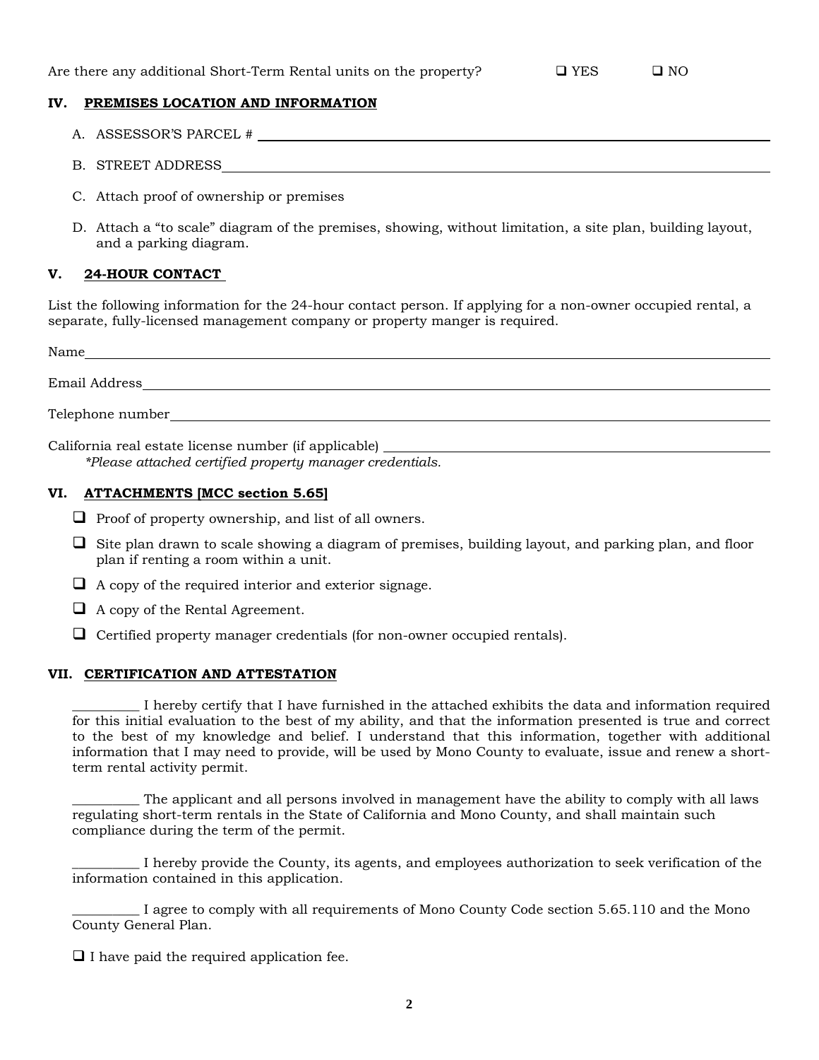Are there any additional Short-Term Rental units on the property? ☐ YES ☐ NO

### IV. PREMISES LOCATION AND INFORMATION

A. ASSESSOR'S PARCEL # ____________________________________________

B. STREET ADDRESS ____________________________________________

C. Attach proof of ownership or premises

D. Attach a "to scale" diagram of the premises, showing, without limitation, a site plan, building layout, and a parking diagram.

### V. 24-HOUR CONTACT

List the following information for the 24-hour contact person. If applying for a non-owner occupied rental, a separate, fully-licensed management company or property manger is required.

Name ____________________________________________

Email Address ____________________________________________

Telephone number ____________________________________________

California real estate license number (if applicable) ____________________________________________

*\*Please attached certified property manager credentials.*

### VI. ATTACHMENTS [MCC section 5.65]

- ☐ Proof of property ownership, and list of all owners.
- ☐ Site plan drawn to scale showing a diagram of premises, building layout, and parking plan, and floor plan if renting a room within a unit.
- ☐ A copy of the required interior and exterior signage.
- ☐ A copy of the Rental Agreement.
- ☐ Certified property manager credentials (for non-owner occupied rentals).

### VII. CERTIFICATION AND ATTESTATION

__________ I hereby certify that I have furnished in the attached exhibits the data and information required for this initial evaluation to the best of my ability, and that the information presented is true and correct to the best of my knowledge and belief. I understand that this information, together with additional information that I may need to provide, will be used by Mono County to evaluate, issue and renew a short-term rental activity permit.

__________ The applicant and all persons involved in management have the ability to comply with all laws regulating short-term rentals in the State of California and Mono County, and shall maintain such compliance during the term of the permit.

__________ I hereby provide the County, its agents, and employees authorization to seek verification of the information contained in this application.

__________ I agree to comply with all requirements of Mono County Code section 5.65.110 and the Mono County General Plan.

☐ I have paid the required application fee.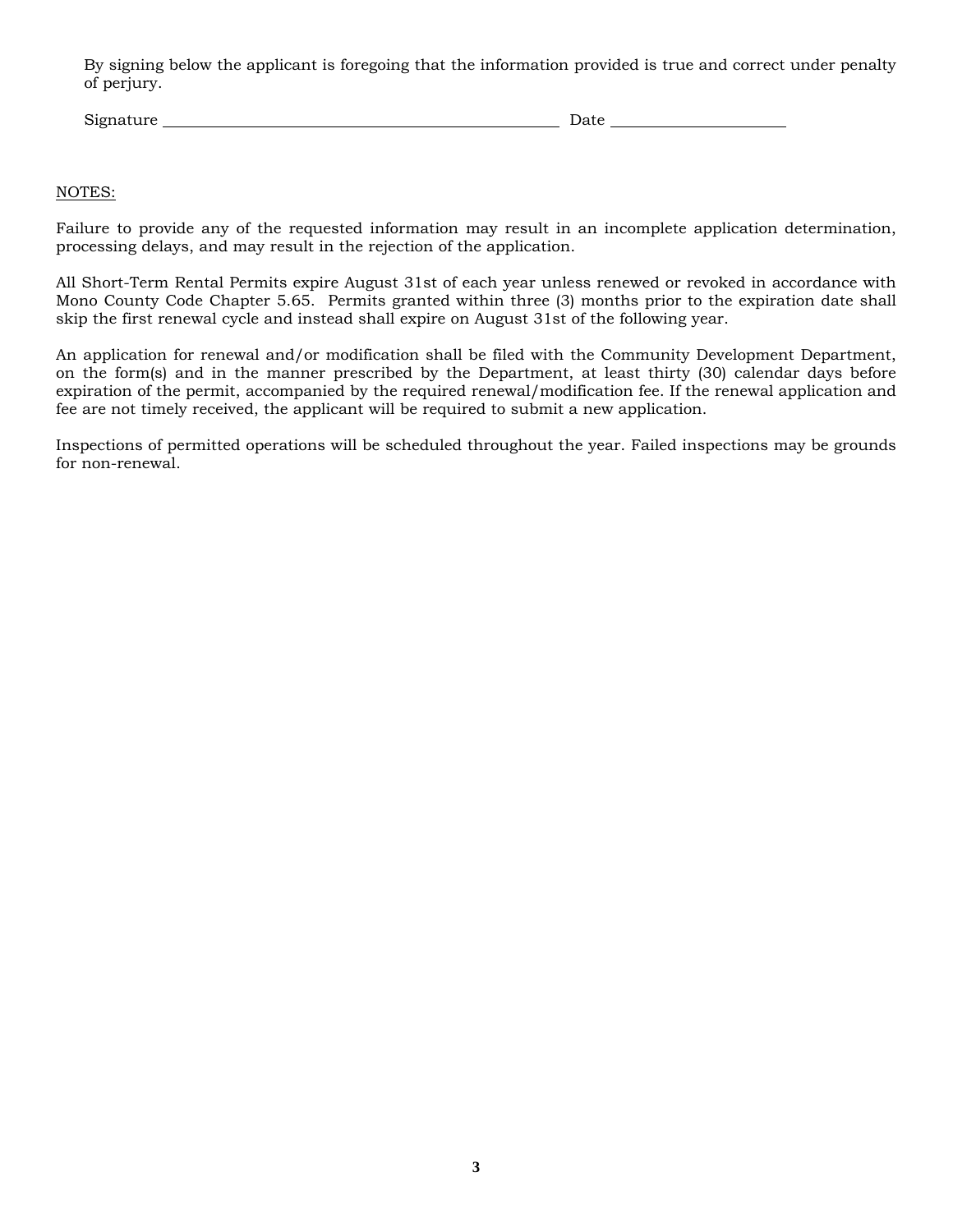By signing below the applicant is foregoing that the information provided is true and correct under penalty of perjury.

Signature \_\_\_\_\_\_\_\_\_\_\_\_\_\_\_\_\_\_\_\_\_\_\_\_\_\_\_\_\_\_\_\_\_\_\_\_\_\_\_\_\_\_\_\_ Date \_\_\_\_\_\_\_\_\_\_\_\_\_\_\_\_\_\_\_\_

<u>NOTES:</u>

Failure to provide any of the requested information may result in an incomplete application determination, processing delays, and may result in the rejection of the application.

All Short-Term Rental Permits expire August 31st of each year unless renewed or revoked in accordance with Mono County Code Chapter 5.65. Permits granted within three (3) months prior to the expiration date shall skip the first renewal cycle and instead shall expire on August 31st of the following year.

An application for renewal and/or modification shall be filed with the Community Development Department, on the form(s) and in the manner prescribed by the Department, at least thirty (30) calendar days before expiration of the permit, accompanied by the required renewal/modification fee. If the renewal application and fee are not timely received, the applicant will be required to submit a new application.

Inspections of permitted operations will be scheduled throughout the year. Failed inspections may be grounds for non-renewal.